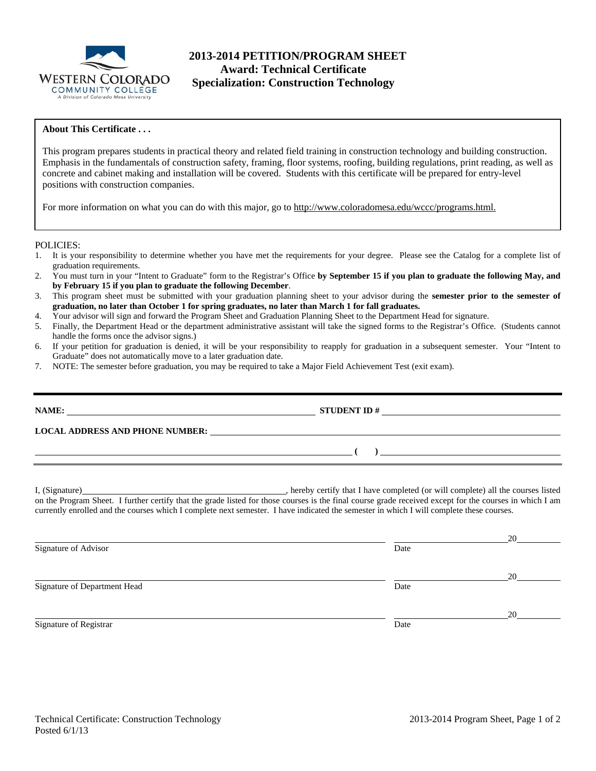# 2013-2014 PETITION/PROGRAM SHEET
## Award: Technical Certificate
## Specialization: Construction Technology

**About This Certificate . . .**

This program prepares students in practical theory and related field training in construction technology and building construction. Emphasis in the fundamentals of construction safety, framing, floor systems, roofing, building regulations, print reading, as well as concrete and cabinet making and installation will be covered. Students with this certificate will be prepared for entry-level positions with construction companies.

For more information on what you can do with this major, go to http://www.coloradomesa.edu/wccc/programs.html.

POLICIES:

1. It is your responsibility to determine whether you have met the requirements for your degree. Please see the Catalog for a complete list of graduation requirements.
2. You must turn in your "Intent to Graduate" form to the Registrar's Office **by September 15 if you plan to graduate the following May, and by February 15 if you plan to graduate the following December**.
3. This program sheet must be submitted with your graduation planning sheet to your advisor during the **semester prior to the semester of graduation, no later than October 1 for spring graduates, no later than March 1 for fall graduates.**
4. Your advisor will sign and forward the Program Sheet and Graduation Planning Sheet to the Department Head for signature.
5. Finally, the Department Head or the department administrative assistant will take the signed forms to the Registrar's Office. (Students cannot handle the forms once the advisor signs.)
6. If your petition for graduation is denied, it will be your responsibility to reapply for graduation in a subsequent semester. Your "Intent to Graduate" does not automatically move to a later graduation date.
7. NOTE: The semester before graduation, you may be required to take a Major Field Achievement Test (exit exam).

---

**NAME:** ____________________ **STUDENT ID #** ____________________

**LOCAL ADDRESS AND PHONE NUMBER:** ____________________

____________________ **( )** ____________________

I, (Signature)____________________, hereby certify that I have completed (or will complete) all the courses listed on the Program Sheet. I further certify that the grade listed for those courses is the final course grade received except for the courses in which I am currently enrolled and the courses which I complete next semester. I have indicated the semester in which I will complete these courses.

____________________ ____________20____
Signature of Advisor Date

____________________ ____________20____
Signature of Department Head Date

____________________ ____________20____
Signature of Registrar Date

Posted 6/1/13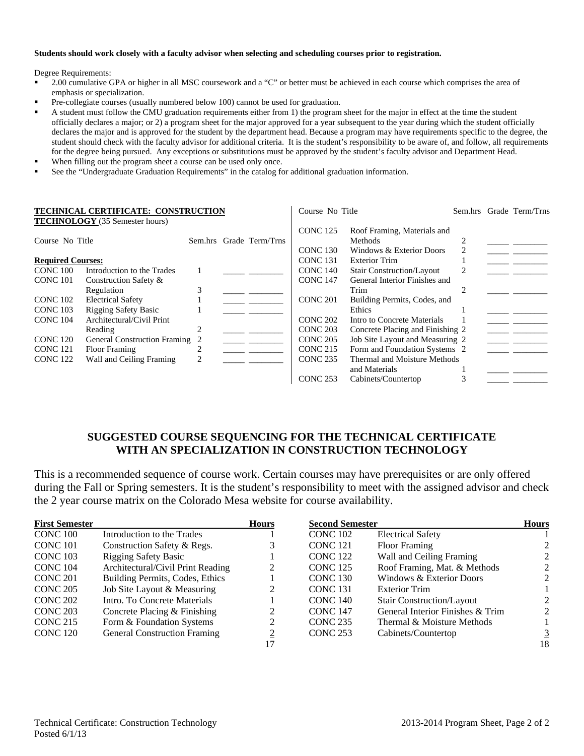**Students should work closely with a faculty advisor when selecting and scheduling courses prior to registration.**

Degree Requirements:

- 2.00 cumulative GPA or higher in all MSC coursework and a "C" or better must be achieved in each course which comprises the area of emphasis or specialization.
- Pre-collegiate courses (usually numbered below 100) cannot be used for graduation.
- A student must follow the CMU graduation requirements either from 1) the program sheet for the major in effect at the time the student officially declares a major; or 2) a program sheet for the major approved for a year subsequent to the year during which the student officially declares the major and is approved for the student by the department head. Because a program may have requirements specific to the degree, the student should check with the faculty advisor for additional criteria. It is the student's responsibility to be aware of, and follow, all requirements for the degree being pursued. Any exceptions or substitutions must be approved by the student's faculty advisor and Department Head.
- When filling out the program sheet a course can be used only once.
- See the "Undergraduate Graduation Requirements" in the catalog for additional graduation information.

**TECHNICAL CERTIFICATE: CONSTRUCTION TECHNOLOGY** (35 Semester hours)

**Required Courses:**

| Course No | Title | Sem.hrs | Grade | Term/Trns |
|---|---|---|---|---|
| CONC 100 | Introduction to the Trades | 1 | _____ | ________ |
| CONC 101 | Construction Safety & Regulation | 3 | _____ | ________ |
| CONC 102 | Electrical Safety | 1 | _____ | ________ |
| CONC 103 | Rigging Safety Basic | 1 | _____ | ________ |
| CONC 104 | Architectural/Civil Print Reading | 2 | _____ | ________ |
| CONC 120 | General Construction Framing | 2 | _____ | ________ |
| CONC 121 | Floor Framing | 2 | _____ | ________ |
| CONC 122 | Wall and Ceiling Framing | 2 | _____ | ________ |
| CONC 125 | Roof Framing, Materials and Methods | 2 | _____ | ________ |
| CONC 130 | Windows & Exterior Doors | 2 | _____ | ________ |
| CONC 131 | Exterior Trim | 1 | _____ | ________ |
| CONC 140 | Stair Construction/Layout | 2 | _____ | ________ |
| CONC 147 | General Interior Finishes and Trim | 2 | _____ | ________ |
| CONC 201 | Building Permits, Codes, and Ethics | 1 | _____ | ________ |
| CONC 202 | Intro to Concrete Materials | 1 | _____ | ________ |
| CONC 203 | Concrete Placing and Finishing | 2 | _____ | ________ |
| CONC 205 | Job Site Layout and Measuring | 2 | _____ | ________ |
| CONC 215 | Form and Foundation Systems | 2 | _____ | ________ |
| CONC 235 | Thermal and Moisture Methods and Materials | 1 | _____ | ________ |
| CONC 253 | Cabinets/Countertop | 3 | _____ | ________ |

## SUGGESTED COURSE SEQUENCING FOR THE TECHNICAL CERTIFICATE WITH AN SPECIALIZATION IN CONSTRUCTION TECHNOLOGY

This is a recommended sequence of course work. Certain courses may have prerequisites or are only offered during the Fall or Spring semesters. It is the student's responsibility to meet with the assigned advisor and check the 2 year course matrix on the Colorado Mesa website for course availability.

| **First Semester** | | **Hours** |
|---|---|---|
| CONC 100 | Introduction to the Trades | 1 |
| CONC 101 | Construction Safety & Regs. | 3 |
| CONC 103 | Rigging Safety Basic | 1 |
| CONC 104 | Architectural/Civil Print Reading | 2 |
| CONC 201 | Building Permits, Codes, Ethics | 1 |
| CONC 205 | Job Site Layout & Measuring | 2 |
| CONC 202 | Intro. To Concrete Materials | 1 |
| CONC 203 | Concrete Placing & Finishing | 2 |
| CONC 215 | Form & Foundation Systems | 2 |
| CONC 120 | General Construction Framing | 2 |
| | | 17 |

| **Second Semester** | | **Hours** |
|---|---|---|
| CONC 102 | Electrical Safety | 1 |
| CONC 121 | Floor Framing | 2 |
| CONC 122 | Wall and Ceiling Framing | 2 |
| CONC 125 | Roof Framing, Mat. & Methods | 2 |
| CONC 130 | Windows & Exterior Doors | 2 |
| CONC 131 | Exterior Trim | 1 |
| CONC 140 | Stair Construction/Layout | 2 |
| CONC 147 | General Interior Finishes & Trim | 2 |
| CONC 235 | Thermal & Moisture Methods | 1 |
| CONC 253 | Cabinets/Countertop | 3 |
| | | 18 |

Technical Certificate: Construction Technology
Posted 6/1/13